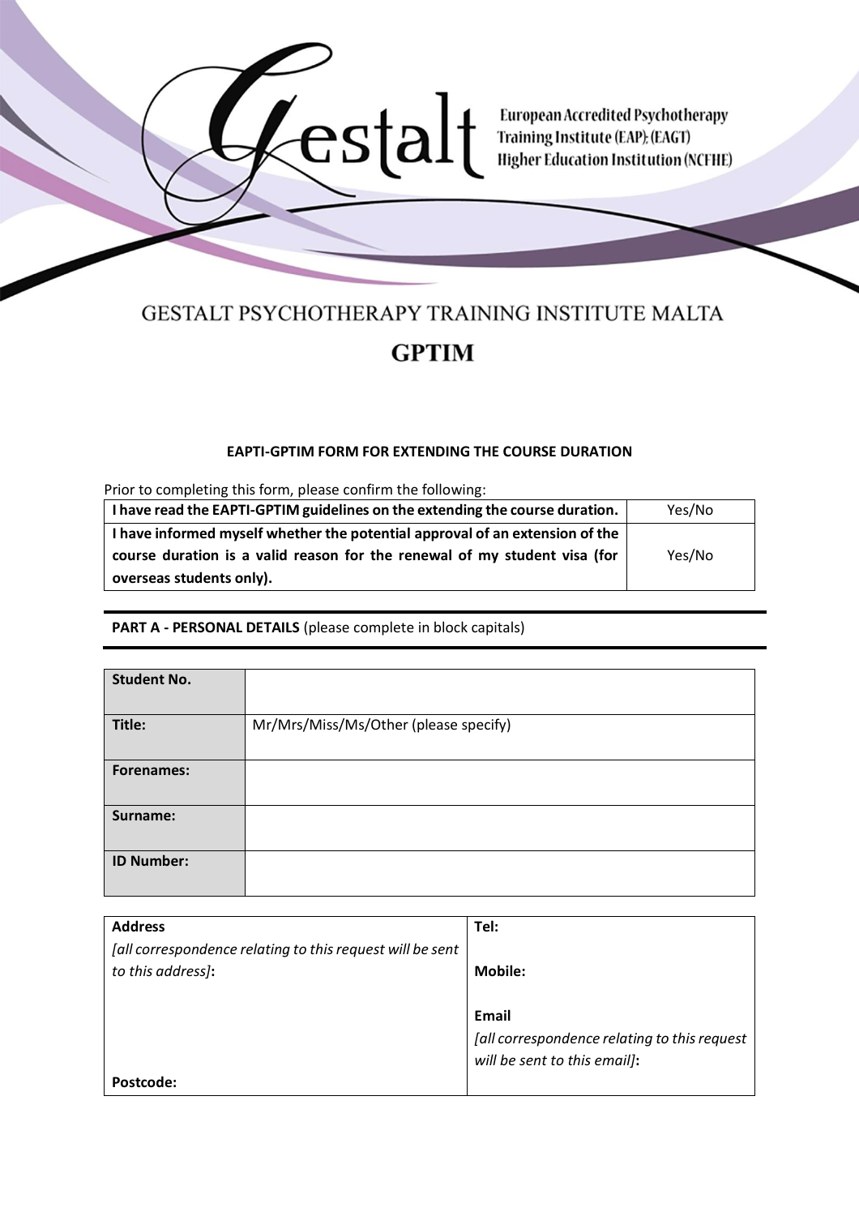Gestalt

European Accredited Psychotherapy Training Institute (EAP); (EAGT) Higher Education Institution (NCFHE)

# GESTALT PSYCHOTHERAPY TRAINING INSTITUTE MALTA

# GPTIM

**EAPTI-GPTIM FORM FOR EXTENDING THE COURSE DURATION**

Prior to completing this form, please confirm the following:

| | |
|---|---|
| **I have read the EAPTI-GPTIM guidelines on the extending the course duration.** | Yes/No |
| **I have informed myself whether the potential approval of an extension of the course duration is a valid reason for the renewal of my student visa (for overseas students only).** | Yes/No |

**PART A - PERSONAL DETAILS** (please complete in block capitals)

| | |
|---|---|
| **Student No.** | |
| **Title:** | Mr/Mrs/Miss/Ms/Other (please specify) |
| **Forenames:** | |
| **Surname:** | |
| **ID Number:** | |

| | |
|---|---|
| **Address** *[all correspondence relating to this request will be sent to this address]*: | **Tel:** |
| | **Mobile:** |
| | **Email** *[all correspondence relating to this request will be sent to this email]*: |
| **Postcode:** | |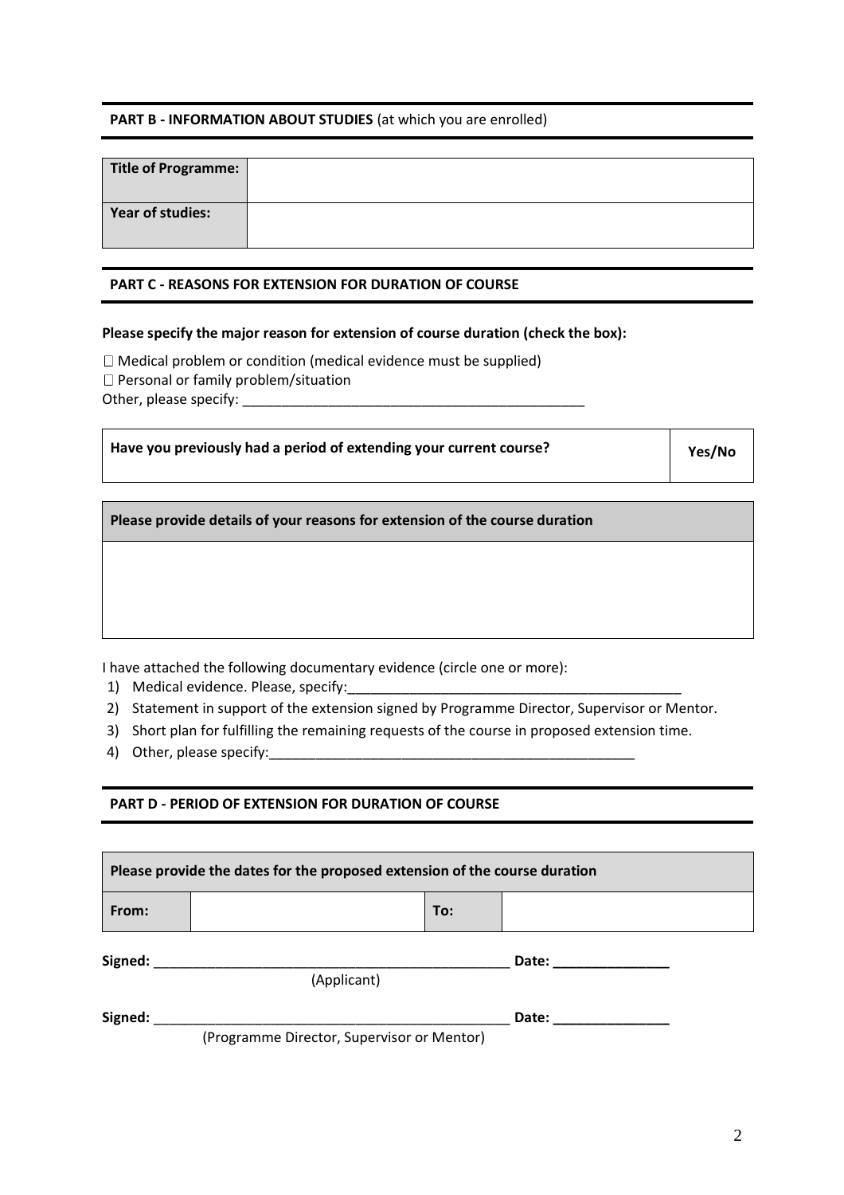## PART B - INFORMATION ABOUT STUDIES (at which you are enrolled)

| **Title of Programme:** | |
|---|---|
| **Year of studies:** | |

## PART C - REASONS FOR EXTENSION FOR DURATION OF COURSE

**Please specify the major reason for extension of course duration (check the box):**

☐ Medical problem or condition (medical evidence must be supplied)
☐ Personal or family problem/situation
Other, please specify: _____________________________________________

| **Have you previously had a period of extending your current course?** | **Yes/No** |
|---|---|

| **Please provide details of your reasons for extension of the course duration** |
|---|
| |

I have attached the following documentary evidence (circle one or more):

1) Medical evidence. Please, specify:____________________________________________
2) Statement in support of the extension signed by Programme Director, Supervisor or Mentor.
3) Short plan for fulfilling the remaining requests of the course in proposed extension time.
4) Other, please specify:_________________________________________________

## PART D - PERIOD OF EXTENSION FOR DURATION OF COURSE

| **Please provide the dates for the proposed extension of the course duration** | | | |
|---|---|---|---|
| **From:** | | **To:** | |

**Signed:** _______________________________________________ **Date:** _______________
(Applicant)

**Signed:** _______________________________________________ **Date:** _______________
(Programme Director, Supervisor or Mentor)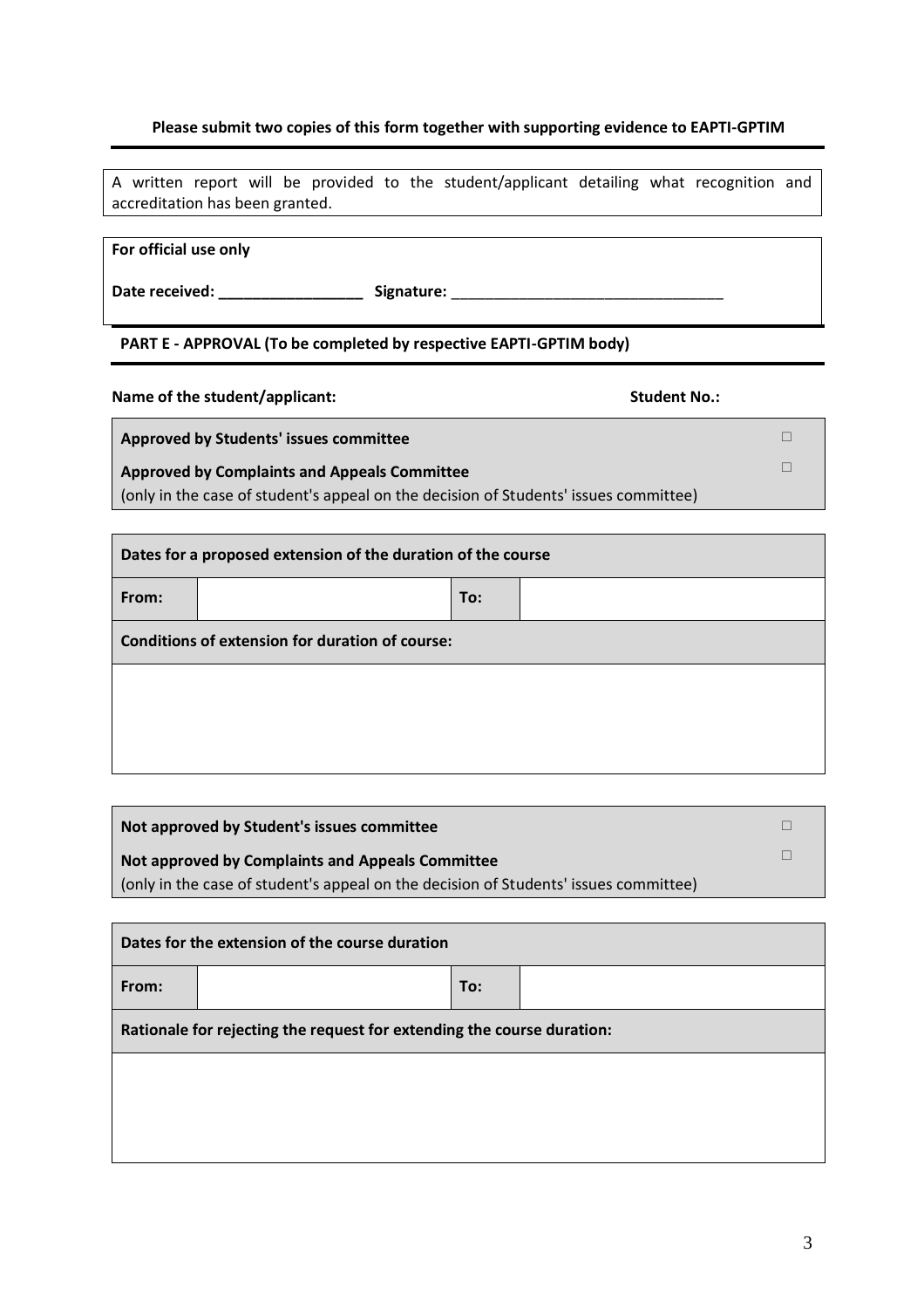**Please submit two copies of this form together with supporting evidence to EAPTI-GPTIM**

A written report will be provided to the student/applicant detailing what recognition and accreditation has been granted.

**For official use only**

**Date received: \_\_\_\_\_\_\_\_\_\_\_\_\_\_\_\_\_** **Signature:** \_\_\_\_\_\_\_\_\_\_\_\_\_\_\_\_\_\_\_\_\_\_\_\_\_\_\_\_\_\_\_\_\_

**PART E - APPROVAL (To be completed by respective EAPTI-GPTIM body)**

**Name of the student/applicant:** **Student No.:**

| | |
|---|---|
| **Approved by Students' issues committee** | ☐ |
| **Approved by Complaints and Appeals Committee** (only in the case of student's appeal on the decision of Students' issues committee) | ☐ |

| **Dates for a proposed extension of the duration of the course** | | | |
|---|---|---|---|
| **From:** | | **To:** | |
| **Conditions of extension for duration of course:** | | | |
| | | | |

| | |
|---|---|
| **Not approved by Student's issues committee** | ☐ |
| **Not approved by Complaints and Appeals Committee** (only in the case of student's appeal on the decision of Students' issues committee) | ☐ |

| **Dates for the extension of the course duration** | | | |
|---|---|---|---|
| **From:** | | **To:** | |
| **Rationale for rejecting the request for extending the course duration:** | | | |
| | | | |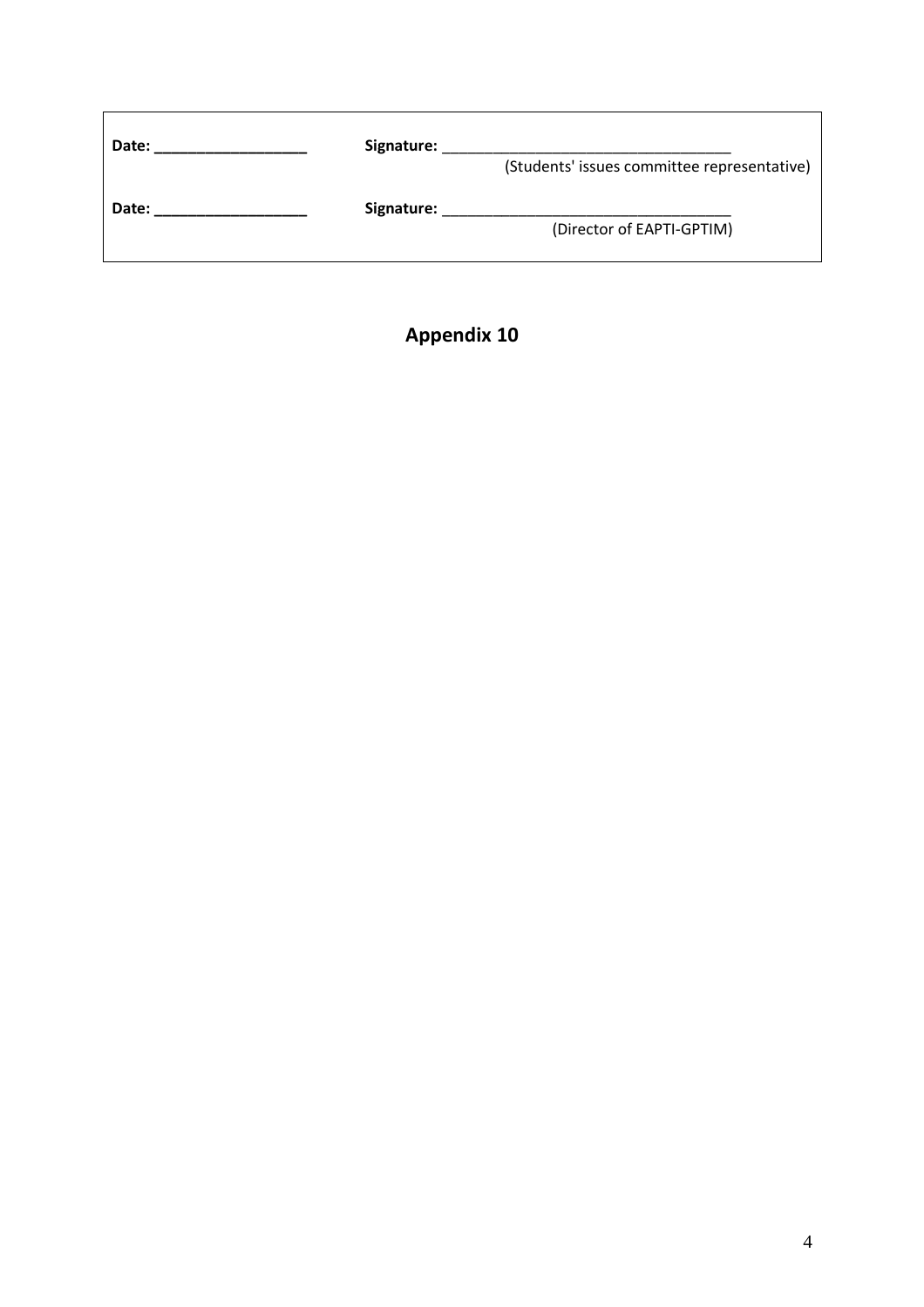| | |
|---|---|
| **Date: ___________________** | **Signature:** ___________________________________ (Students' issues committee representative) |
| **Date: ___________________** | **Signature:** ___________________________________ (Director of EAPTI-GPTIM) |

## Appendix 10